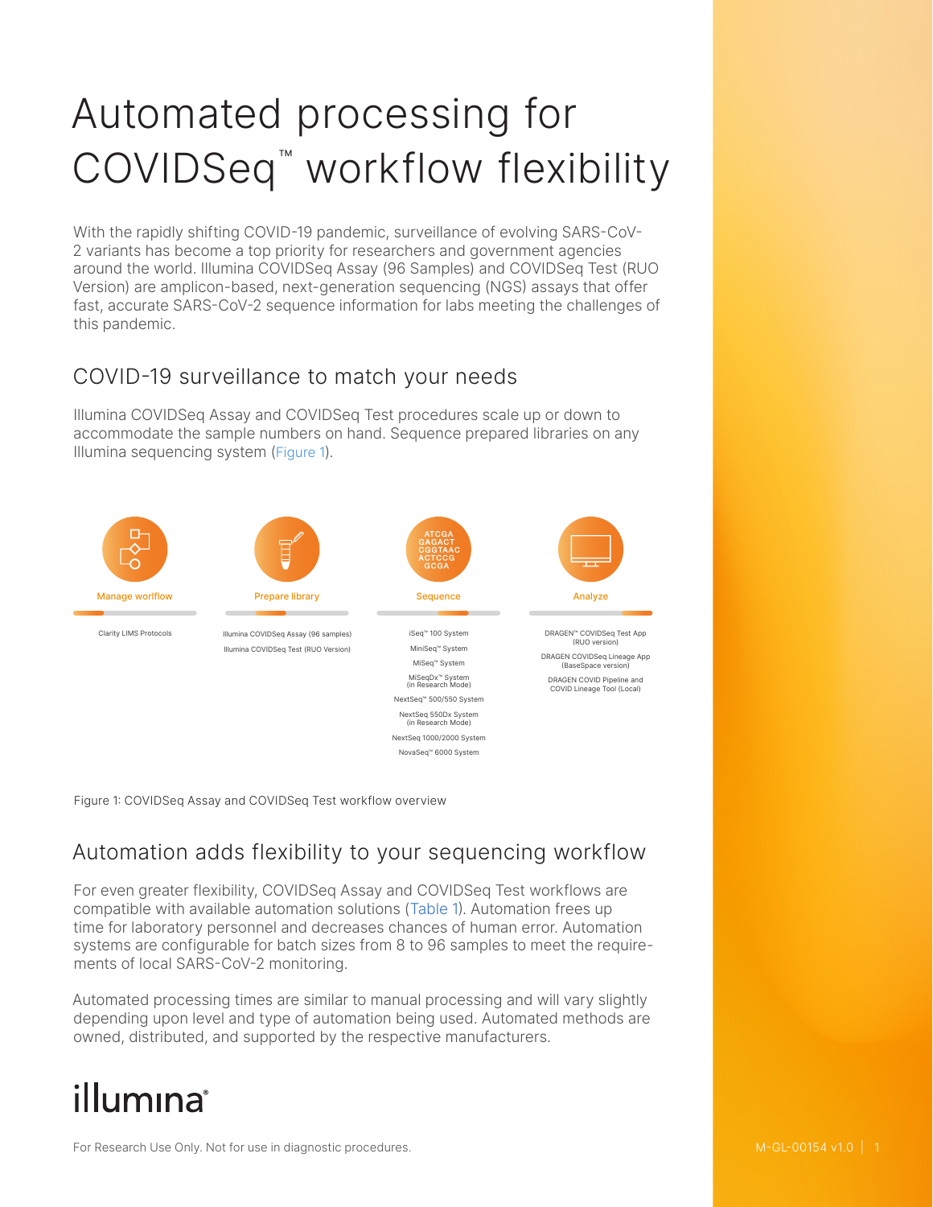# Automated processing for COVIDSeq™ workflow flexibility

With the rapidly shifting COVID-19 pandemic, surveillance of evolving SARS-CoV-2 variants has become a top priority for researchers and government agencies around the world. Illumina COVIDSeq Assay (96 Samples) and COVIDSeq Test (RUO Version) are amplicon-based, next-generation sequencing (NGS) assays that offer fast, accurate SARS-CoV-2 sequence information for labs meeting the challenges of this pandemic.

## COVID-19 surveillance to match your needs

Illumina COVIDSeq Assay and COVIDSeq Test procedures scale up or down to accommodate the sample numbers on hand. Sequence prepared libraries on any Illumina sequencing system (Figure 1).

| Manage worlflow | Prepare library | Sequence | Analyze |
| --- | --- | --- | --- |
| Clarity LIMS Protocols | Illumina COVIDSeq Assay (96 samples) | iSeq™ 100 System | DRAGEN™ COVIDSeq Test App (RUO version) |
| | Illumina COVIDSeq Test (RUO Version) | MiniSeq™ System | DRAGEN COVIDSeq Lineage App (BaseSpace version) |
| | | MiSeq™ System | DRAGEN COVID Pipeline and COVID Lineage Tool (Local) |
| | | MiSeqDx™ System (in Research Mode) | |
| | | NextSeq™ 500/550 System | |
| | | NextSeq 550Dx System (in Research Mode) | |
| | | NextSeq 1000/2000 System | |
| | | NovaSeq™ 6000 System | |

Figure 1: COVIDSeq Assay and COVIDSeq Test workflow overview

## Automation adds flexibility to your sequencing workflow

For even greater flexibility, COVIDSeq Assay and COVIDSeq Test workflows are compatible with available automation solutions (Table 1). Automation frees up time for laboratory personnel and decreases chances of human error. Automation systems are configurable for batch sizes from 8 to 96 samples to meet the requirements of local SARS-CoV-2 monitoring.

Automated processing times are similar to manual processing and will vary slightly depending upon level and type of automation being used. Automated methods are owned, distributed, and supported by the respective manufacturers.

illumina®

For Research Use Only. Not for use in diagnostic procedures.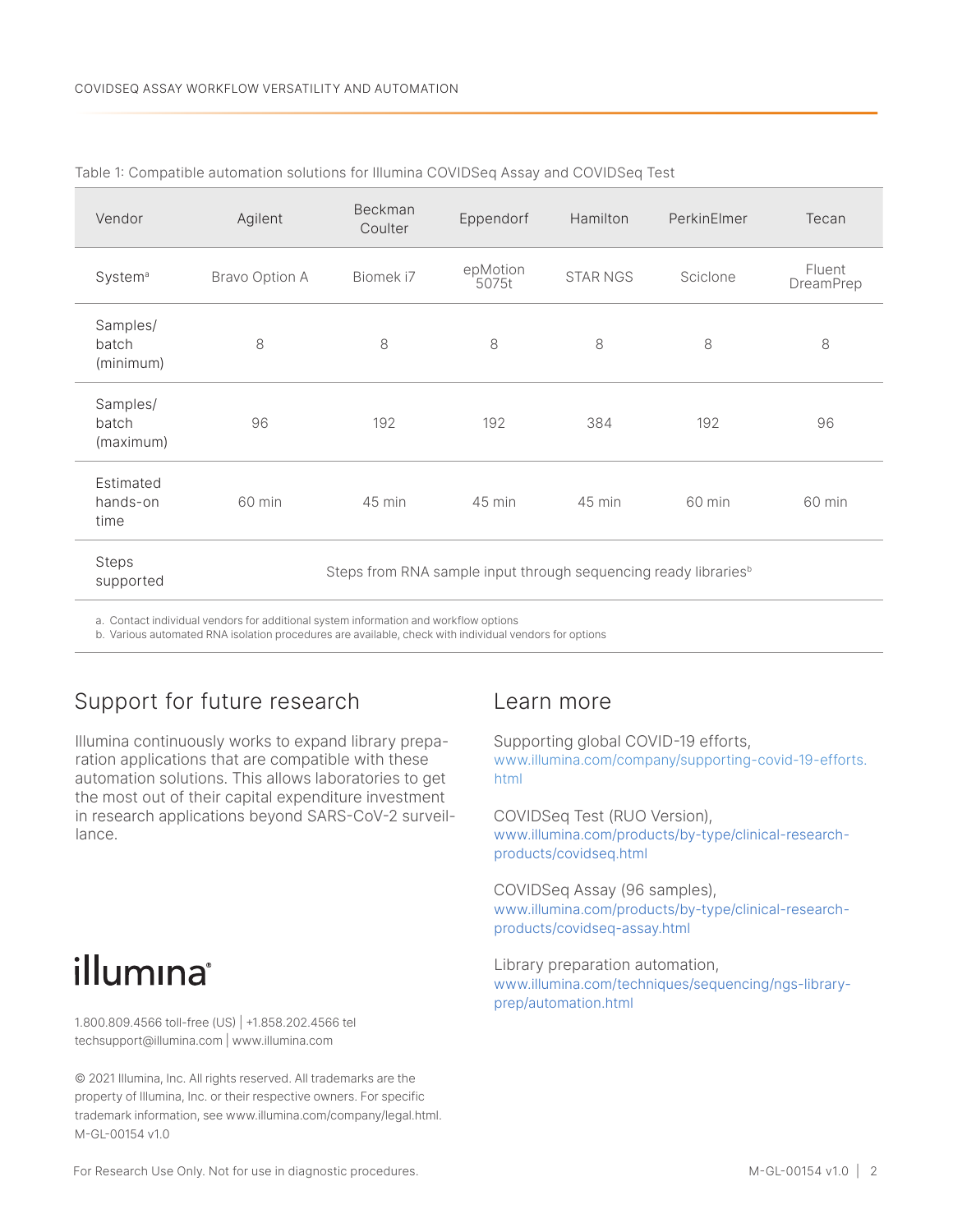Table 1: Compatible automation solutions for Illumina COVIDSeq Assay and COVIDSeq Test

| Vendor | Agilent | Beckman Coulter | Eppendorf | Hamilton | PerkinElmer | Tecan |
|---|---|---|---|---|---|---|
| System[a] | Bravo Option A | Biomek i7 | epMotion 5075t | STAR NGS | Sciclone | Fluent DreamPrep |
| Samples/batch (minimum) | 8 | 8 | 8 | 8 | 8 | 8 |
| Samples/batch (maximum) | 96 | 192 | 192 | 384 | 192 | 96 |
| Estimated hands-on time | 60 min | 45 min | 45 min | 45 min | 60 min | 60 min |
| Steps supported | Steps from RNA sample input through sequencing ready libraries[b] | | | | | |

a. Contact individual vendors for additional system information and workflow options
b. Various automated RNA isolation procedures are available, check with individual vendors for options

## Support for future research

Illumina continuously works to expand library preparation applications that are compatible with these automation solutions. This allows laboratories to get the most out of their capital expenditure investment in research applications beyond SARS-CoV-2 surveillance.

## Learn more

Supporting global COVID-19 efforts, www.illumina.com/company/supporting-covid-19-efforts.html

COVIDSeq Test (RUO Version), www.illumina.com/products/by-type/clinical-research-products/covidseq.html

COVIDSeq Assay (96 samples), www.illumina.com/products/by-type/clinical-research-products/covidseq-assay.html

Library preparation automation, www.illumina.com/techniques/sequencing/ngs-library-prep/automation.html

illumina®

1.800.809.4566 toll-free (US) | +1.858.202.4566 tel
techsupport@illumina.com | www.illumina.com

© 2021 Illumina, Inc. All rights reserved. All trademarks are the property of Illumina, Inc. or their respective owners. For specific trademark information, see www.illumina.com/company/legal.html.
M-GL-00154 v1.0

For Research Use Only. Not for use in diagnostic procedures.